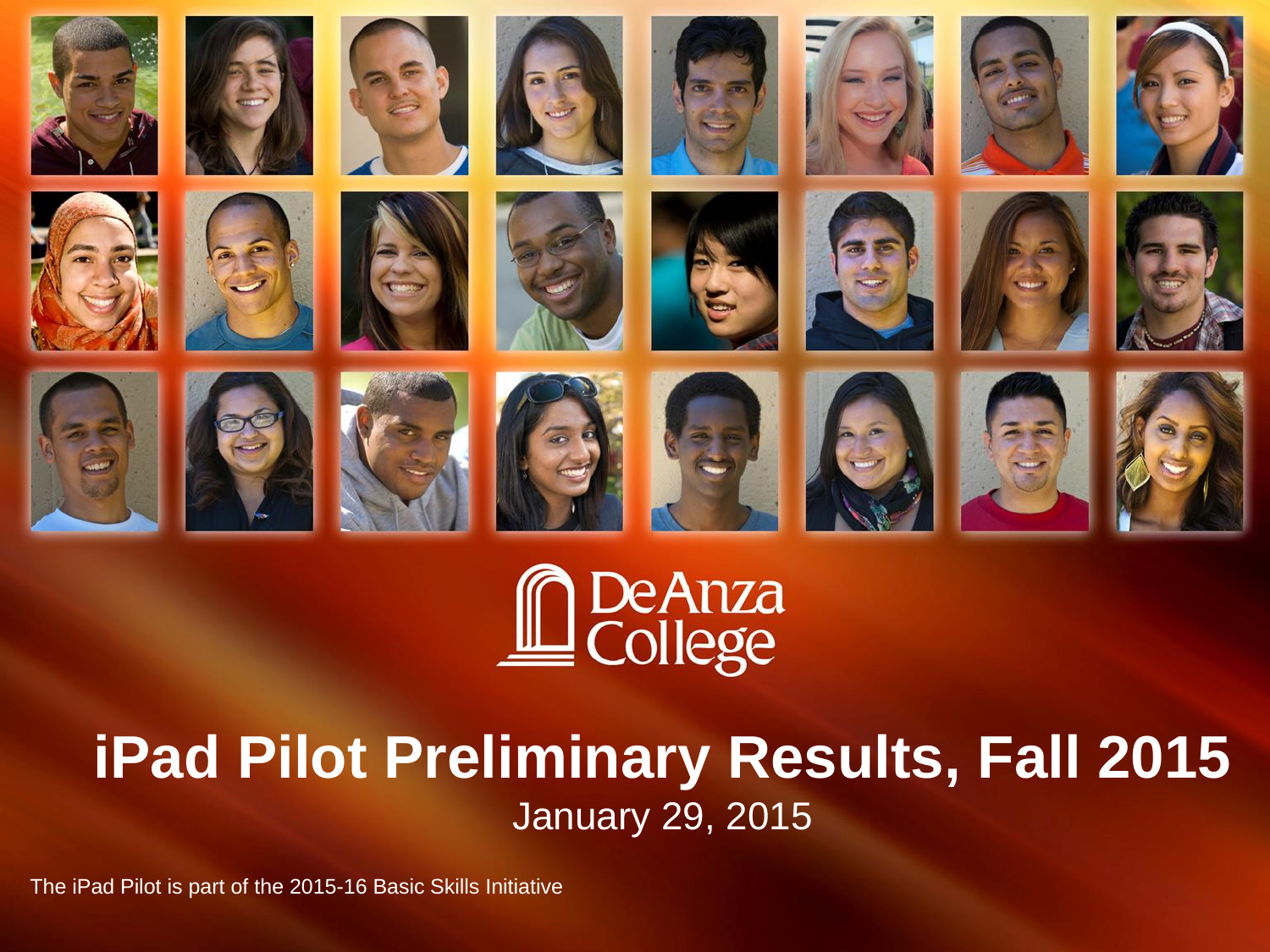De Anza College

# iPad Pilot Preliminary Results, Fall 2015

January 29, 2015

The iPad Pilot is part of the 2015-16 Basic Skills Initiative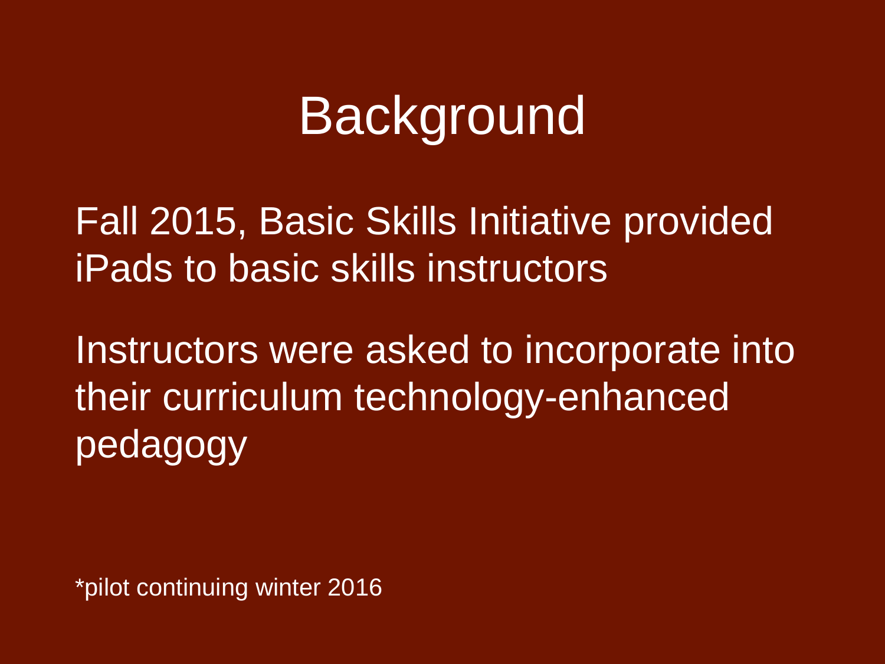# Background

Fall 2015, Basic Skills Initiative provided iPads to basic skills instructors

Instructors were asked to incorporate into their curriculum technology-enhanced pedagogy

*pilot continuing winter 2016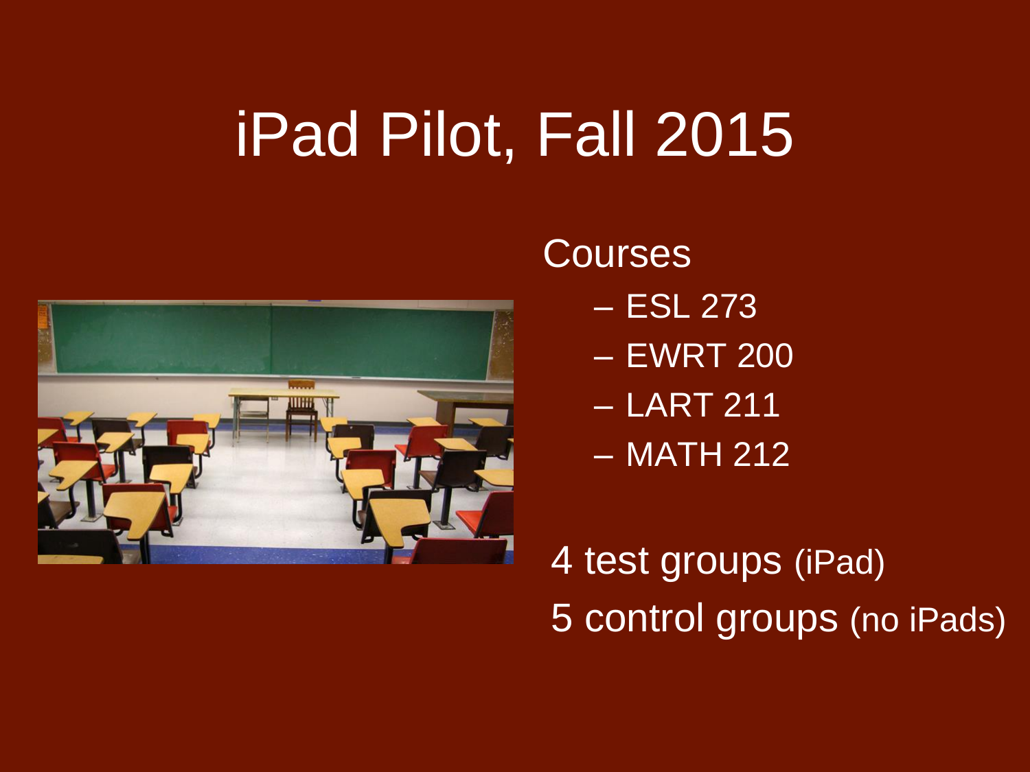# iPad Pilot, Fall 2015

Courses

- ESL 273
- EWRT 200
- LART 211
- MATH 212

4 test groups (iPad)

5 control groups (no iPads)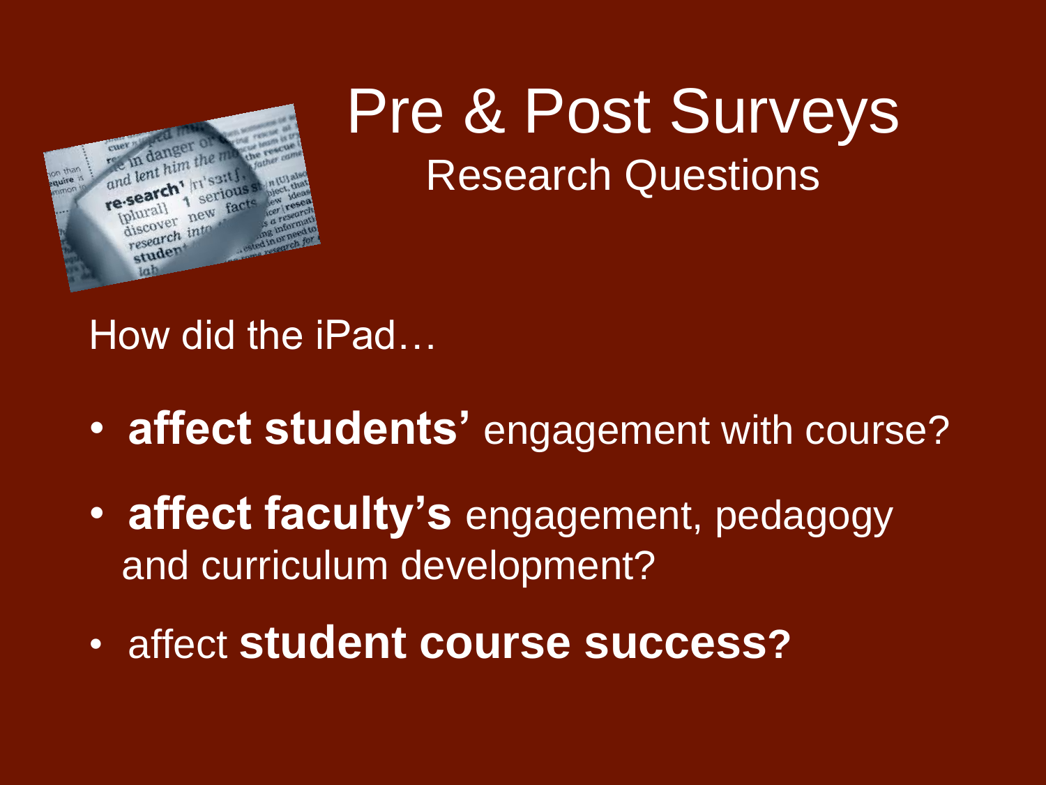# Pre & Post Surveys

## Research Questions

How did the iPad…

- **affect students'** engagement with course?
- **affect faculty's** engagement, pedagogy and curriculum development?
- affect **student course success?**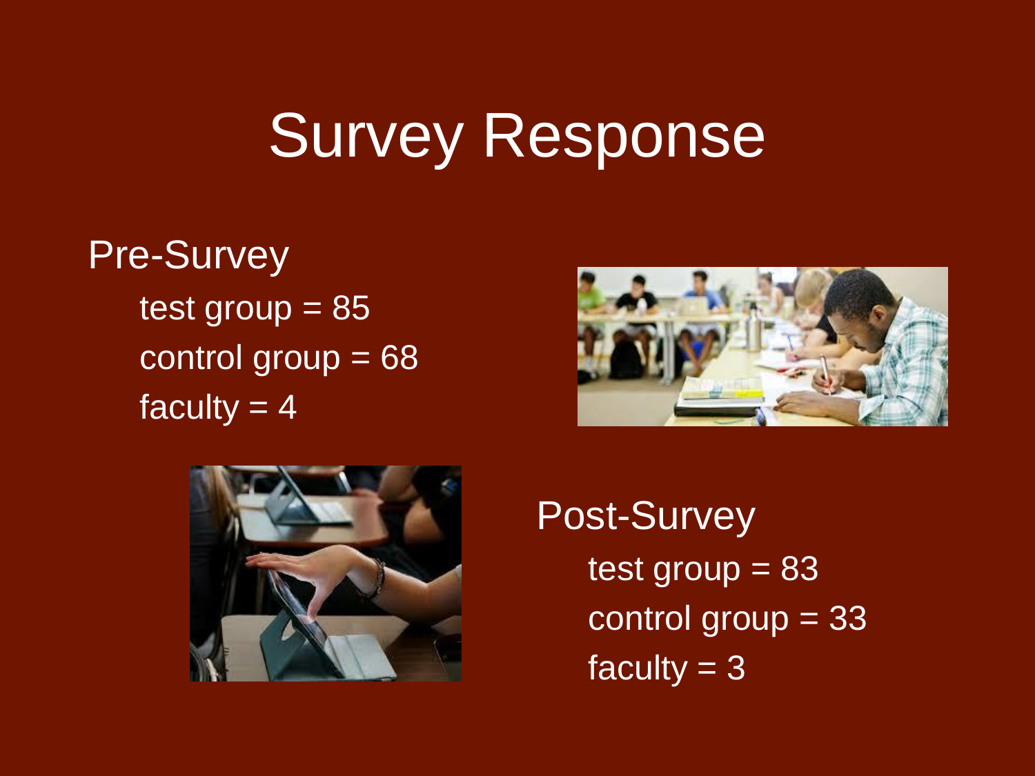# Survey Response

## Pre-Survey

- test group = 85
- control group = 68
- faculty = 4

## Post-Survey

- test group = 83
- control group = 33
- faculty = 3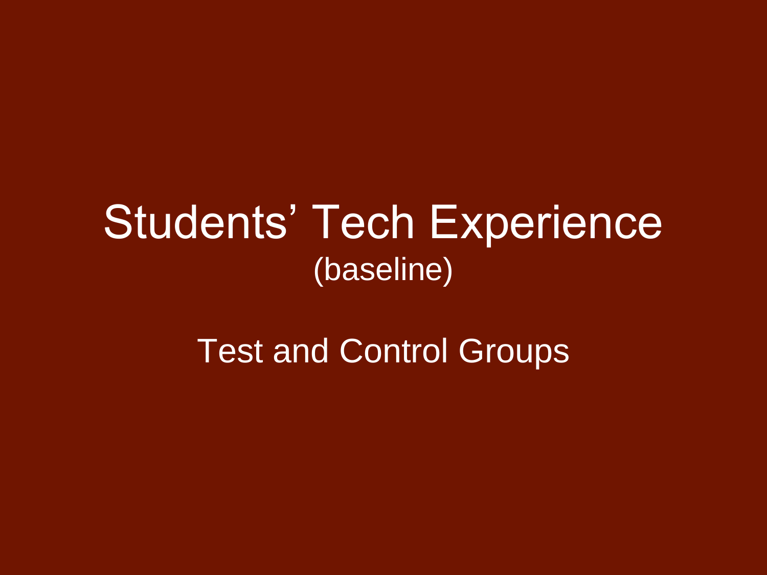# Students' Tech Experience
(baseline)

Test and Control Groups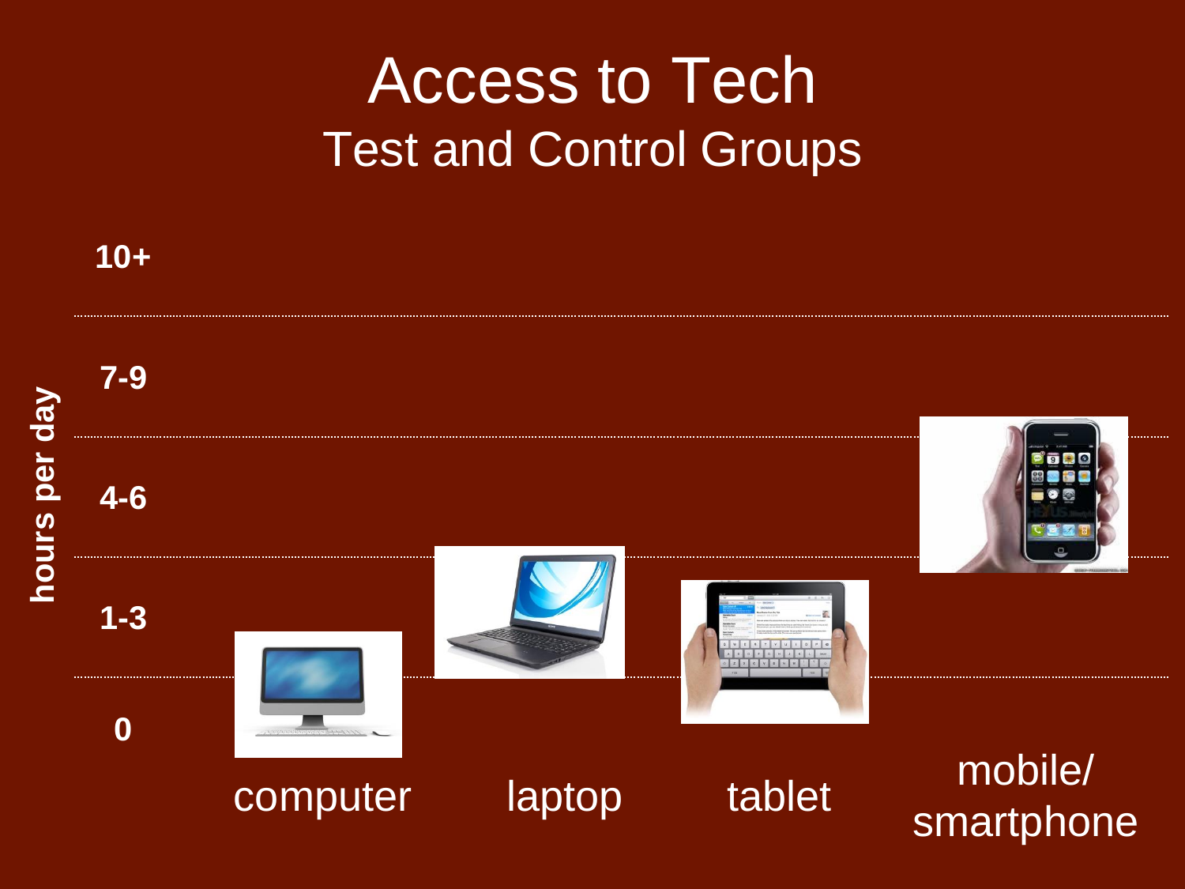# Access to Tech

## Test and Control Groups

hours per day

10+

7-9

4-6

1-3

0

computer

laptop

tablet

mobile/ smartphone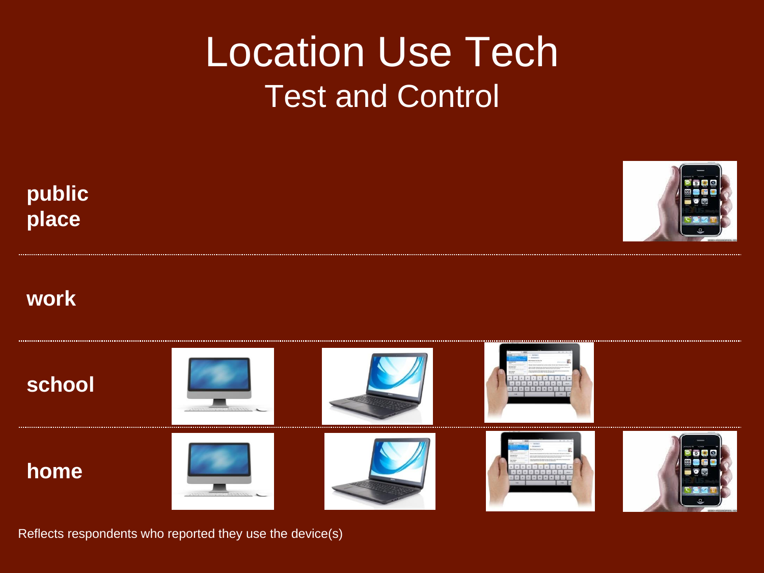# Location Use Tech

## Test and Control

**public place**

**work**

**school**

**home**

Reflects respondents who reported they use the device(s)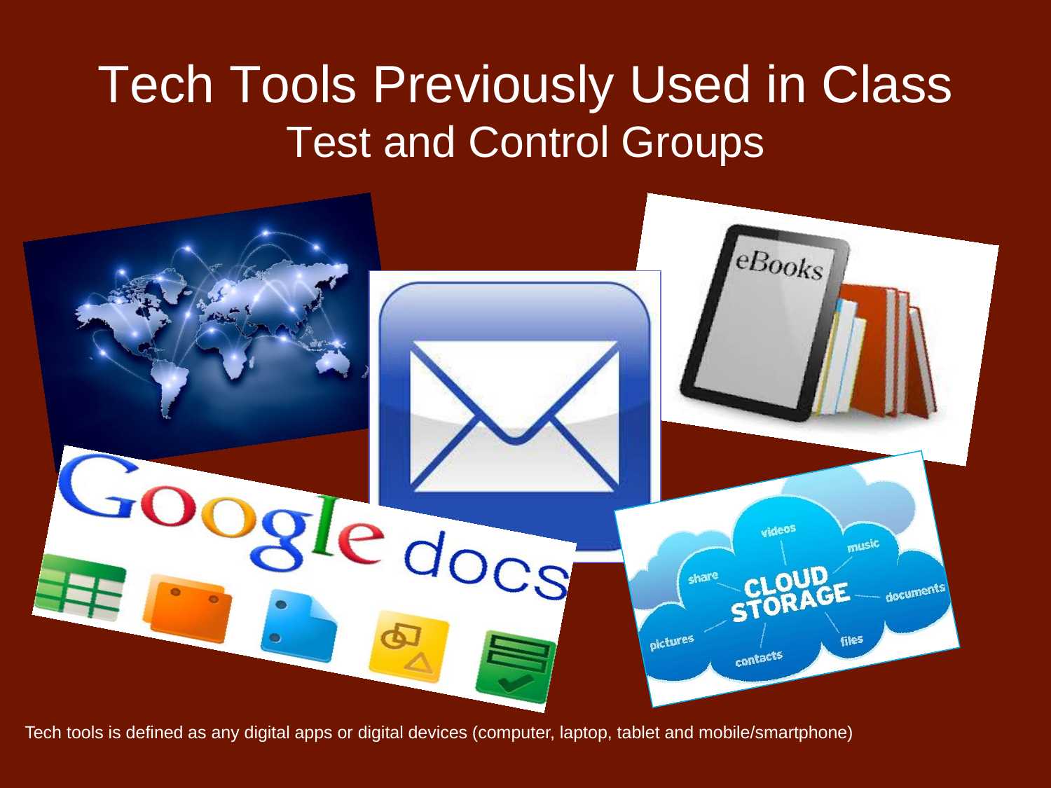# Tech Tools Previously Used in Class

## Test and Control Groups

Tech tools is defined as any digital apps or digital devices (computer, laptop, tablet and mobile/smartphone)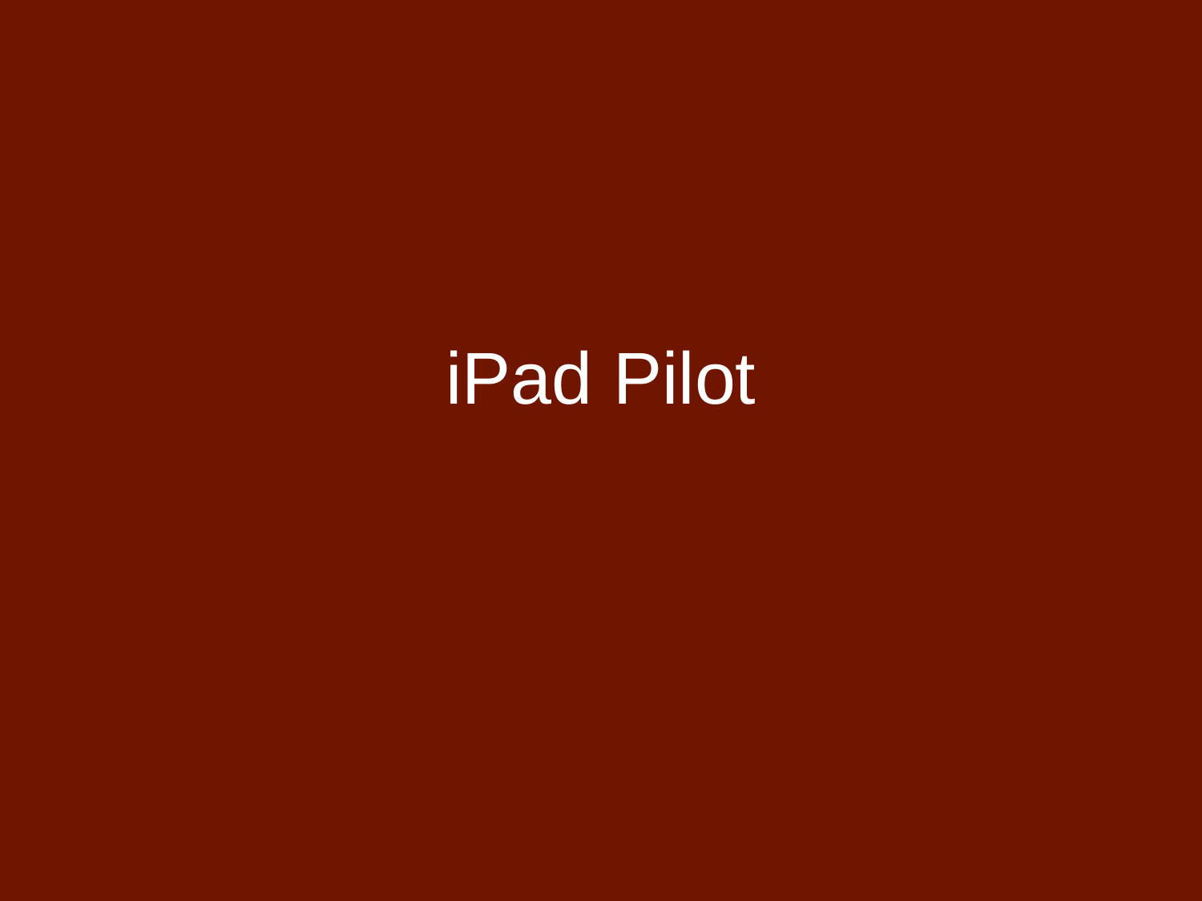# iPad Pilot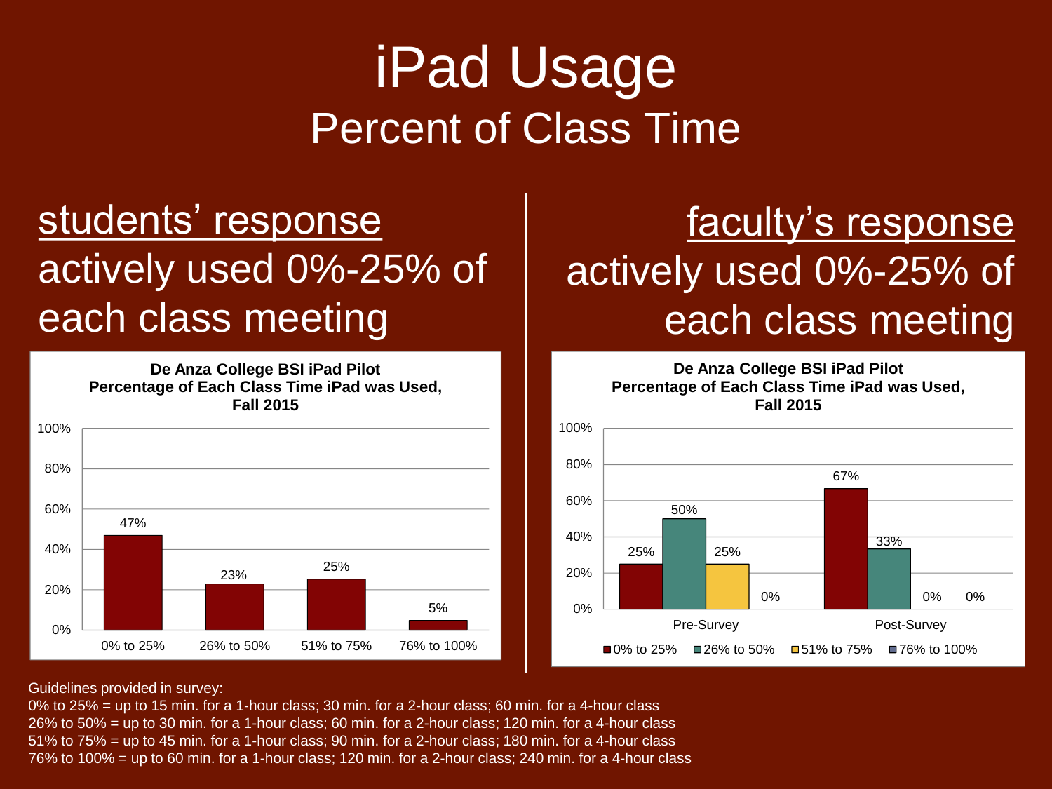# iPad Usage

## Percent of Class Time

**students' response**

actively used 0%-25% of each class meeting

**De Anza College BSI iPad Pilot**
**Percentage of Each Class Time iPad was Used, Fall 2015**

| 0% to 25% | 26% to 50% | 51% to 75% | 76% to 100% |
|---|---|---|---|
| 47% | 23% | 25% | 5% |

**faculty's response**

actively used 0%-25% of each class meeting

**De Anza College BSI iPad Pilot**
**Percentage of Each Class Time iPad was Used, Fall 2015**

| | 0% to 25% | 26% to 50% | 51% to 75% | 76% to 100% |
|---|---|---|---|---|
| Pre-Survey | 25% | 50% | 25% | 0% |
| Post-Survey | 67% | 33% | 0% | 0% |

Guidelines provided in survey:
0% to 25% = up to 15 min. for a 1-hour class; 30 min. for a 2-hour class; 60 min. for a 4-hour class
26% to 50% = up to 30 min. for a 1-hour class; 60 min. for a 2-hour class; 120 min. for a 4-hour class
51% to 75% = up to 45 min. for a 1-hour class; 90 min. for a 2-hour class; 180 min. for a 4-hour class
76% to 100% = up to 60 min. for a 1-hour class; 120 min. for a 2-hour class; 240 min. for a 4-hour class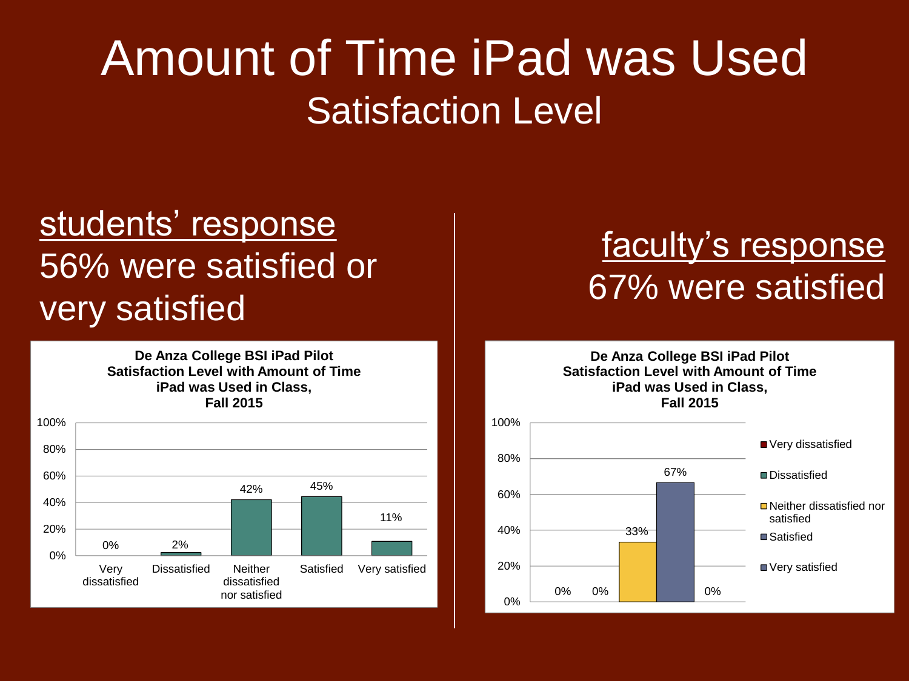# Amount of Time iPad was Used

## Satisfaction Level

<u>students' response</u>

56% were satisfied or very satisfied

**De Anza College BSI iPad Pilot Satisfaction Level with Amount of Time iPad was Used in Class, Fall 2015**

| Response | Percent |
| --- | --- |
| Very dissatisfied | 0% |
| Dissatisfied | 2% |
| Neither dissatisfied nor satisfied | 42% |
| Satisfied | 45% |
| Very satisfied | 11% |

<u>faculty's response</u>

67% were satisfied

**De Anza College BSI iPad Pilot Satisfaction Level with Amount of Time iPad was Used in Class, Fall 2015**

| Response | Percent |
| --- | --- |
| Very dissatisfied | 0% |
| Dissatisfied | 0% |
| Neither dissatisfied nor satisfied | 33% |
| Satisfied | 67% |
| Very satisfied | 0% |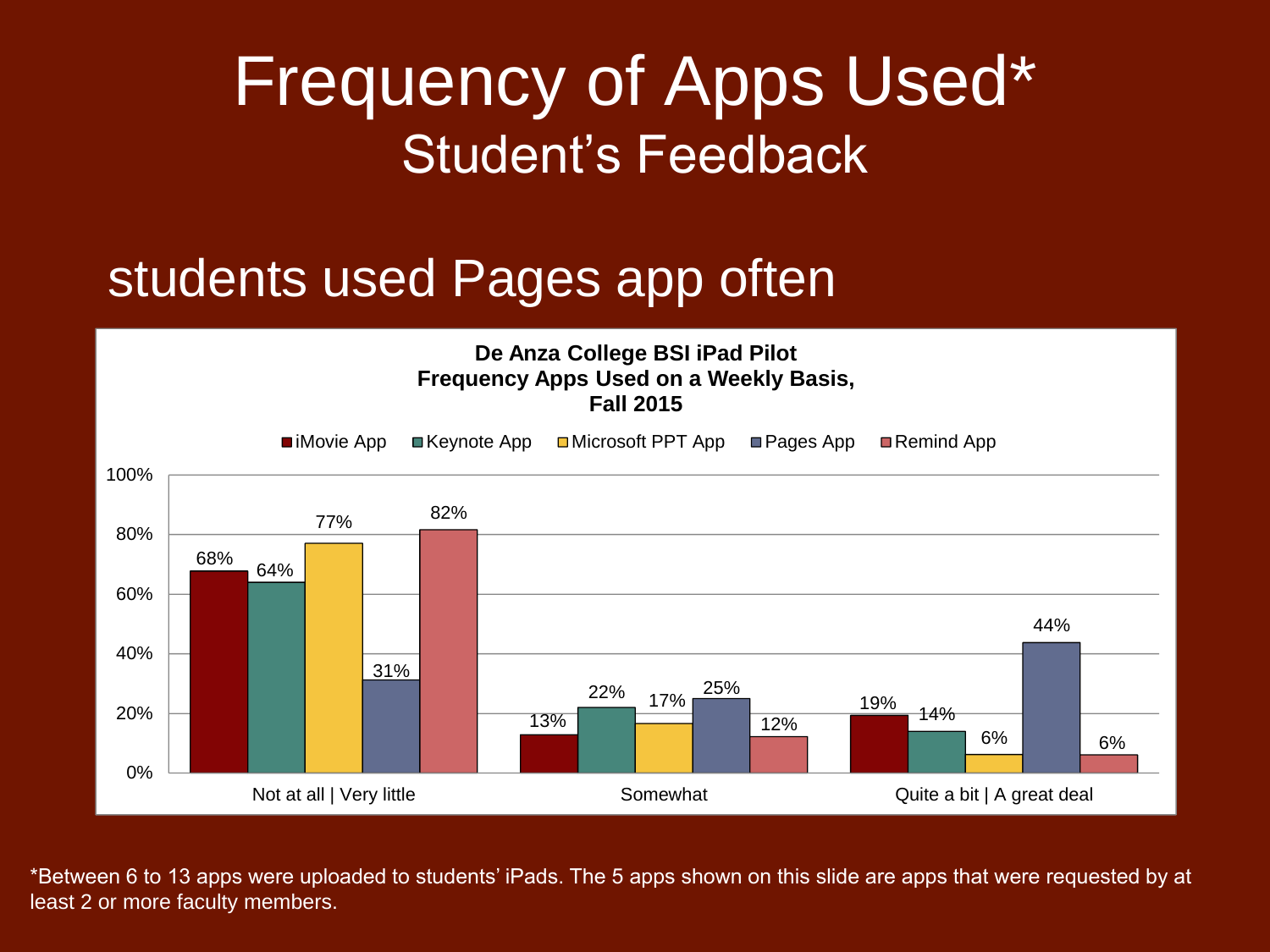# Frequency of Apps Used*
## Student's Feedback

students used Pages app often

**De Anza College BSI iPad Pilot**
**Frequency Apps Used on a Weekly Basis,**
**Fall 2015**

| | iMovie App | Keynote App | Microsoft PPT App | Pages App | Remind App |
|---|---|---|---|---|---|
| Not at all \| Very little | 68% | 64% | 77% | 31% | 82% |
| Somewhat | 13% | 22% | 17% | 25% | 12% |
| Quite a bit \| A great deal | 19% | 14% | 6% | 44% | 6% |

*Between 6 to 13 apps were uploaded to students' iPads. The 5 apps shown on this slide are apps that were requested by at least 2 or more faculty members.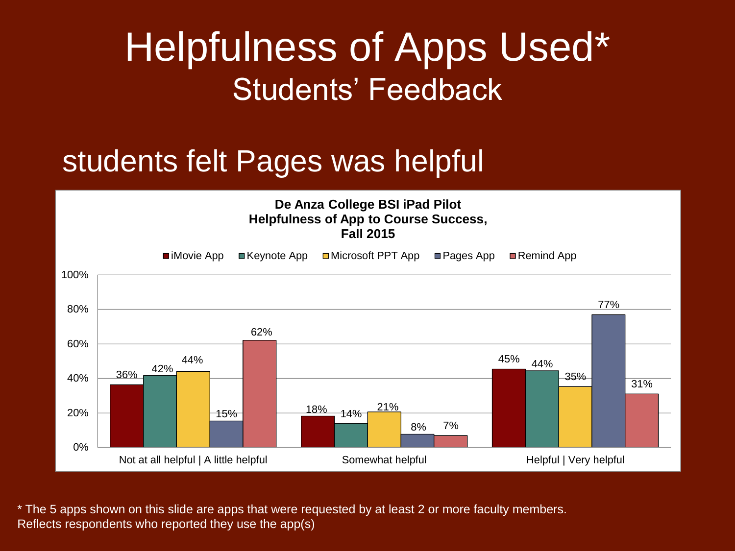# Helpfulness of Apps Used*

## Students' Feedback

students felt Pages was helpful

**De Anza College BSI iPad Pilot**
**Helpfulness of App to Course Success,**
**Fall 2015**

| | iMovie App | Keynote App | Microsoft PPT App | Pages App | Remind App |
|---|---|---|---|---|---|
| Not at all helpful \| A little helpful | 36% | 42% | 44% | 15% | 62% |
| Somewhat helpful | 18% | 14% | 21% | 8% | 7% |
| Helpful \| Very helpful | 45% | 44% | 35% | 77% | 31% |

* The 5 apps shown on this slide are apps that were requested by at least 2 or more faculty members.
Reflects respondents who reported they use the app(s)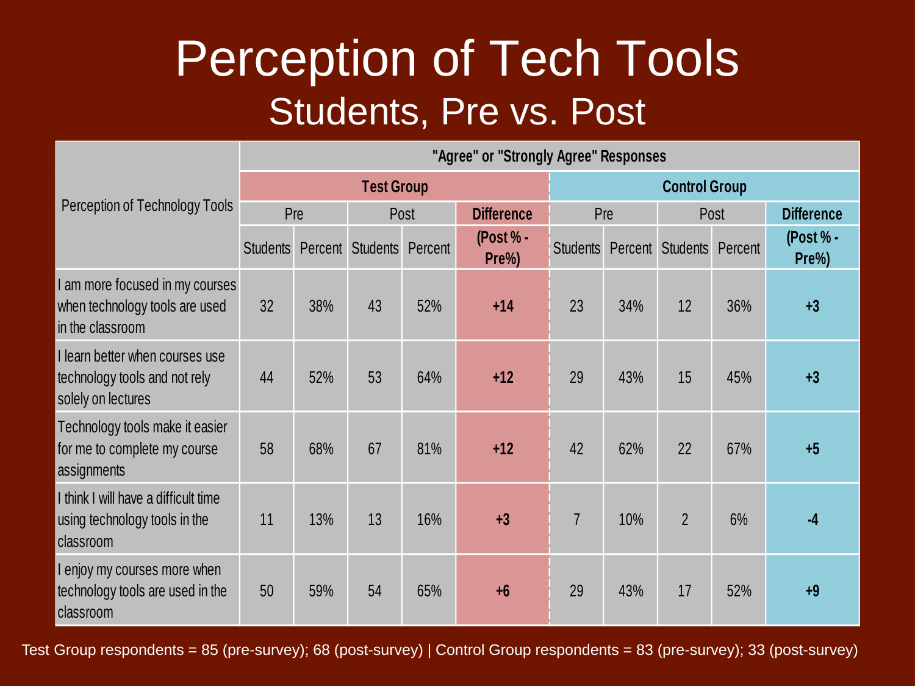# Perception of Tech Tools

## Students, Pre vs. Post

| Perception of Technology Tools | "Agree" or "Strongly Agree" Responses | | | | | | | | | |
|---|---|---|---|---|---|---|---|---|---|---|
| | Test Group | | | | | Control Group | | | | |
| | Pre | | Post | | Difference | Pre | | Post | | Difference |
| | Students | Percent | Students | Percent | (Post % - Pre%) | Students | Percent | Students | Percent | (Post % - Pre%) |
| I am more focused in my courses when technology tools are used in the classroom | 32 | 38% | 43 | 52% | **+14** | 23 | 34% | 12 | 36% | **+3** |
| I learn better when courses use technology tools and not rely solely on lectures | 44 | 52% | 53 | 64% | **+12** | 29 | 43% | 15 | 45% | **+3** |
| Technology tools make it easier for me to complete my course assignments | 58 | 68% | 67 | 81% | **+12** | 42 | 62% | 22 | 67% | **+5** |
| I think I will have a difficult time using technology tools in the classroom | 11 | 13% | 13 | 16% | **+3** | 7 | 10% | 2 | 6% | **-4** |
| I enjoy my courses more when technology tools are used in the classroom | 50 | 59% | 54 | 65% | **+6** | 29 | 43% | 17 | 52% | **+9** |

Test Group respondents = 85 (pre-survey); 68 (post-survey) | Control Group respondents = 83 (pre-survey); 33 (post-survey)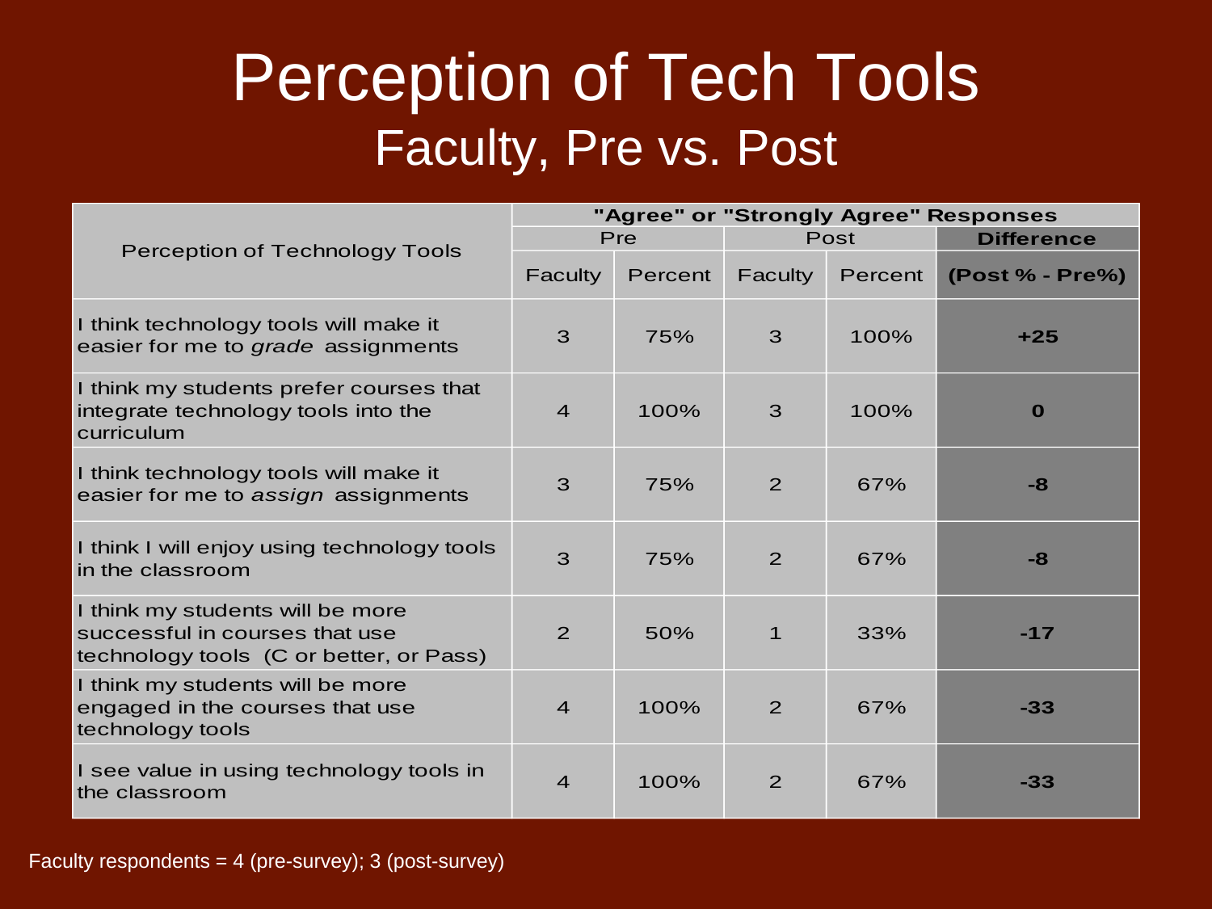# Perception of Tech Tools

## Faculty, Pre vs. Post

| Perception of Technology Tools | "Agree" or "Strongly Agree" Responses | | | | |
|---|---|---|---|---|---|
| | Pre | | Post | | Difference |
| | Faculty | Percent | Faculty | Percent | (Post % - Pre%) |
| I think technology tools will make it easier for me to *grade* assignments | 3 | 75% | 3 | 100% | **+25** |
| I think my students prefer courses that integrate technology tools into the curriculum | 4 | 100% | 3 | 100% | **0** |
| I think technology tools will make it easier for me to *assign* assignments | 3 | 75% | 2 | 67% | **-8** |
| I think I will enjoy using technology tools in the classroom | 3 | 75% | 2 | 67% | **-8** |
| I think my students will be more successful in courses that use technology tools (C or better, or Pass) | 2 | 50% | 1 | 33% | **-17** |
| I think my students will be more engaged in the courses that use technology tools | 4 | 100% | 2 | 67% | **-33** |
| I see value in using technology tools in the classroom | 4 | 100% | 2 | 67% | **-33** |

Faculty respondents = 4 (pre-survey); 3 (post-survey)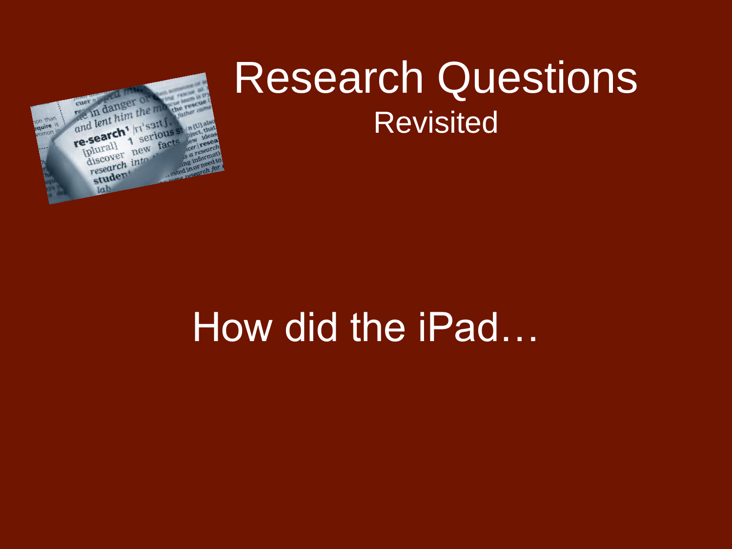# Research Questions

## Revisited

How did the iPad…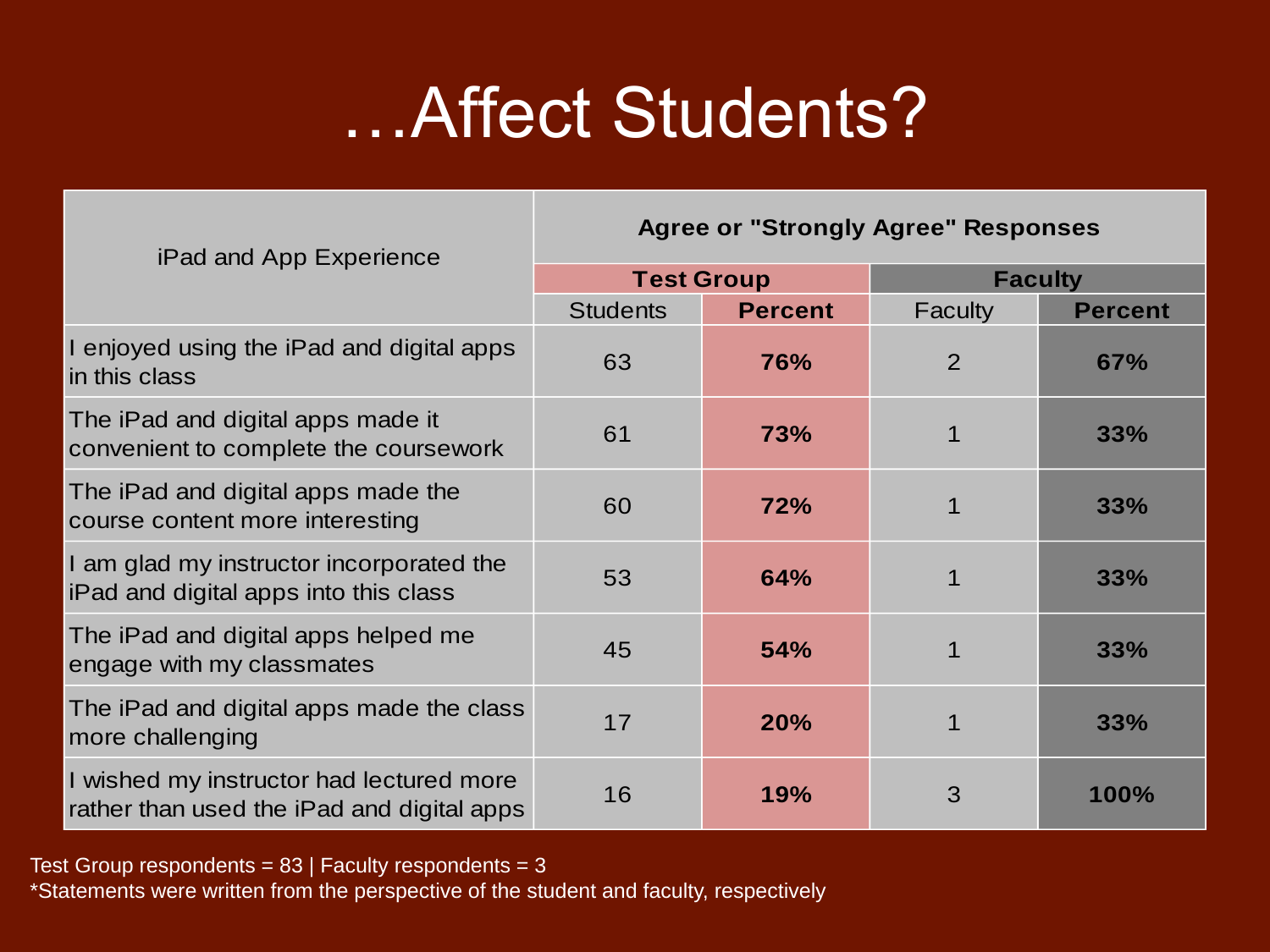# …Affect Students?

| iPad and App Experience | Agree or "Strongly Agree" Responses | | | |
|---|---|---|---|---|
| | **Test Group** | | **Faculty** | |
| | Students | **Percent** | Faculty | **Percent** |
| I enjoyed using the iPad and digital apps in this class | 63 | **76%** | 2 | **67%** |
| The iPad and digital apps made it convenient to complete the coursework | 61 | **73%** | 1 | **33%** |
| The iPad and digital apps made the course content more interesting | 60 | **72%** | 1 | **33%** |
| I am glad my instructor incorporated the iPad and digital apps into this class | 53 | **64%** | 1 | **33%** |
| The iPad and digital apps helped me engage with my classmates | 45 | **54%** | 1 | **33%** |
| The iPad and digital apps made the class more challenging | 17 | **20%** | 1 | **33%** |
| I wished my instructor had lectured more rather than used the iPad and digital apps | 16 | **19%** | 3 | **100%** |

Test Group respondents = 83 | Faculty respondents = 3

*Statements were written from the perspective of the student and faculty, respectively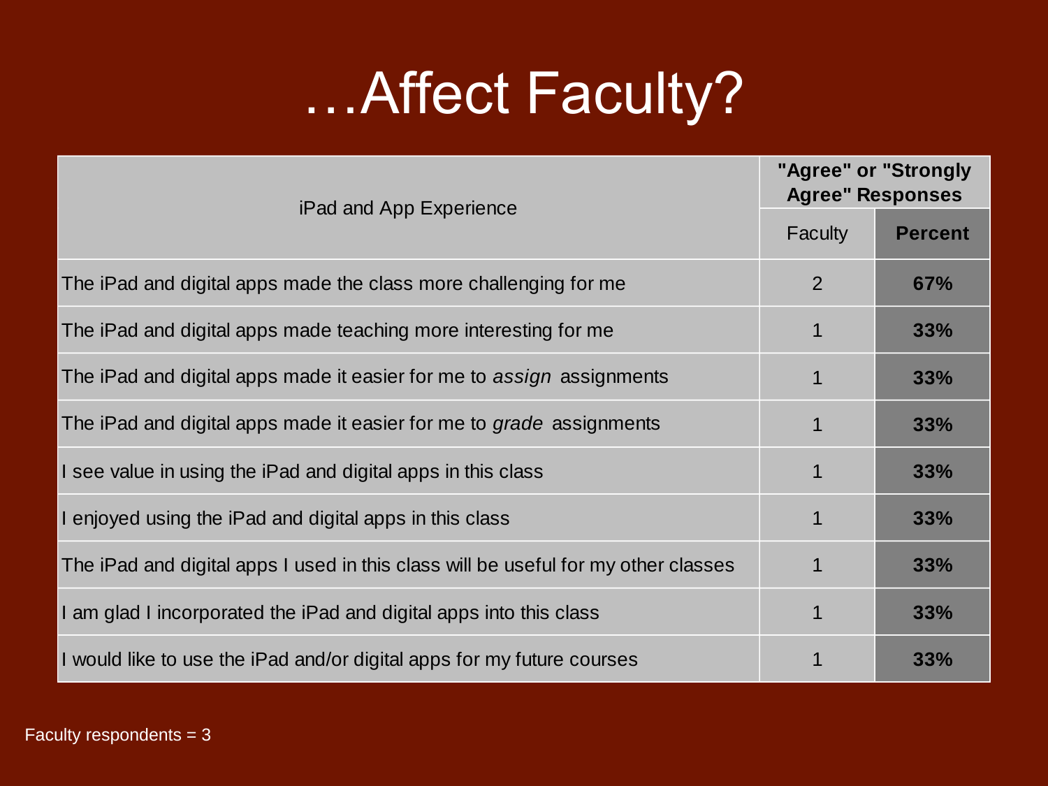# …Affect Faculty?

| iPad and App Experience | "Agree" or "Strongly Agree" Responses | |
|---|---|---|
| | Faculty | **Percent** |
| The iPad and digital apps made the class more challenging for me | 2 | **67%** |
| The iPad and digital apps made teaching more interesting for me | 1 | **33%** |
| The iPad and digital apps made it easier for me to *assign* assignments | 1 | **33%** |
| The iPad and digital apps made it easier for me to *grade* assignments | 1 | **33%** |
| I see value in using the iPad and digital apps in this class | 1 | **33%** |
| I enjoyed using the iPad and digital apps in this class | 1 | **33%** |
| The iPad and digital apps I used in this class will be useful for my other classes | 1 | **33%** |
| I am glad I incorporated the iPad and digital apps into this class | 1 | **33%** |
| I would like to use the iPad and/or digital apps for my future courses | 1 | **33%** |

Faculty respondents = 3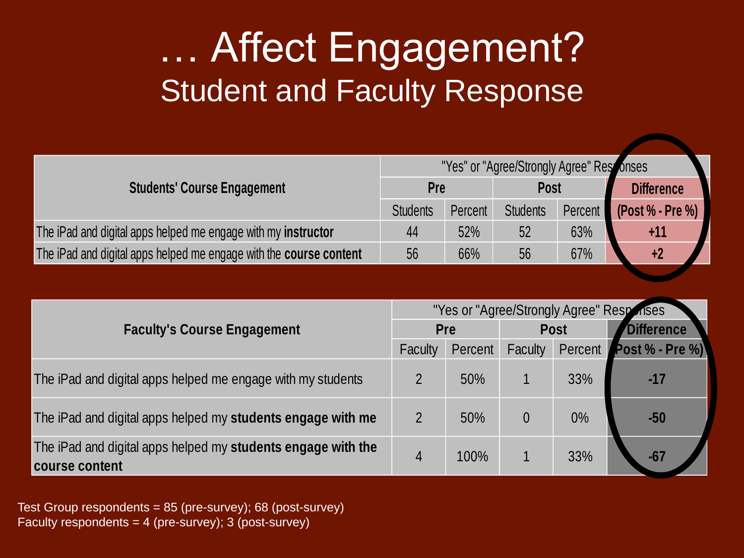# … Affect Engagement?

## Student and Faculty Response

| Students' Course Engagement | "Yes" or "Agree/Strongly Agree" Responses | | | | |
|---|---|---|---|---|---|
| | Pre | | Post | | Difference |
| | Students | Percent | Students | Percent | (Post % - Pre %) |
| The iPad and digital apps helped me engage with my **instructor** | 44 | 52% | 52 | 63% | +11 |
| The iPad and digital apps helped me engage with the **course content** | 56 | 66% | 56 | 67% | +2 |

| Faculty's Course Engagement | "Yes or "Agree/Strongly Agree" Responses | | | | |
|---|---|---|---|---|---|
| | Pre | | Post | | Difference |
| | Faculty | Percent | Faculty | Percent | (Post % - Pre %) |
| The iPad and digital apps helped me engage with my students | 2 | 50% | 1 | 33% | -17 |
| The iPad and digital apps helped my **students engage with me** | 2 | 50% | 0 | 0% | -50 |
| The iPad and digital apps helped my **students engage with the course content** | 4 | 100% | 1 | 33% | -67 |

Test Group respondents = 85 (pre-survey); 68 (post-survey)
Faculty respondents = 4 (pre-survey); 3 (post-survey)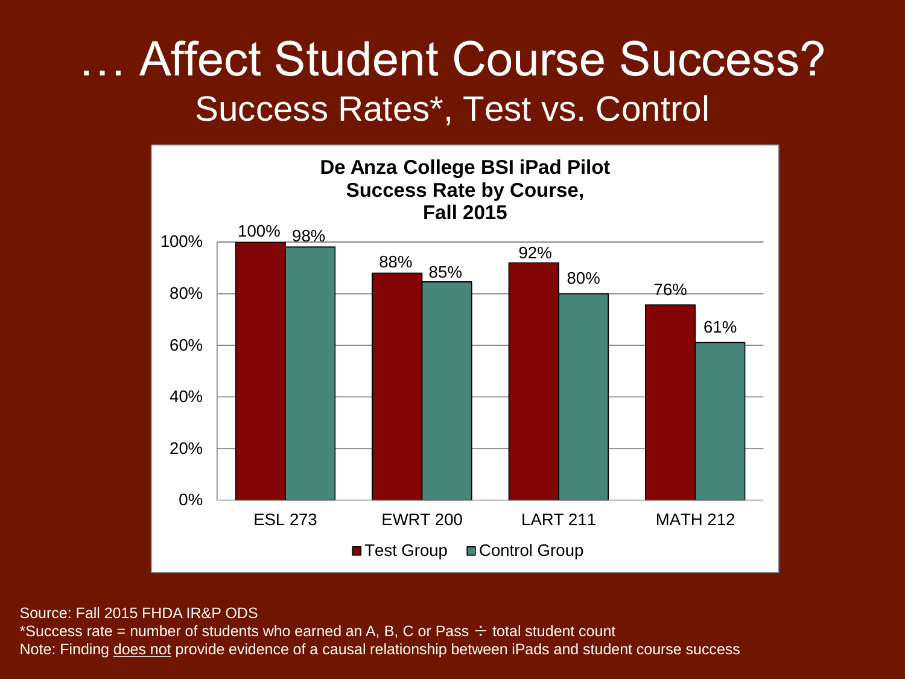# … Affect Student Course Success?

## Success Rates*, Test vs. Control

**De Anza College BSI iPad Pilot Success Rate by Course, Fall 2015**

| Course | Test Group | Control Group |
|---|---|---|
| ESL 273 | 100% | 98% |
| EWRT 200 | 88% | 85% |
| LART 211 | 92% | 80% |
| MATH 212 | 76% | 61% |

Source: Fall 2015 FHDA IR&P ODS

*Success rate = number of students who earned an A, B, C or Pass ÷ total student count

Note: Finding does not provide evidence of a causal relationship between iPads and student course success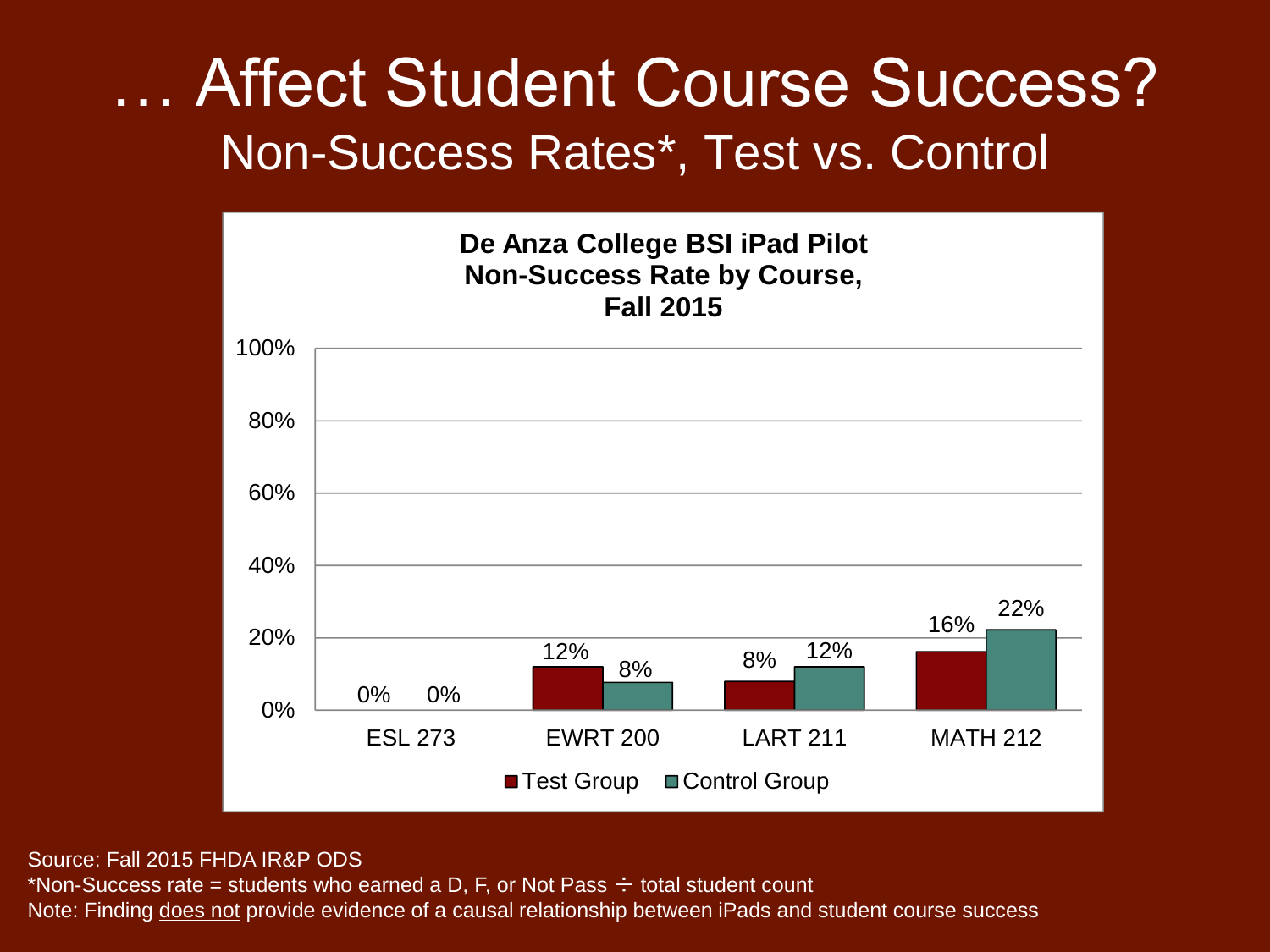# … Affect Student Course Success?

## Non-Success Rates*, Test vs. Control

**De Anza College BSI iPad Pilot Non-Success Rate by Course, Fall 2015**

| Course | Test Group | Control Group |
|---|---|---|
| ESL 273 | 0% | 0% |
| EWRT 200 | 12% | 8% |
| LART 211 | 8% | 12% |
| MATH 212 | 16% | 22% |

Source: Fall 2015 FHDA IR&P ODS

*Non-Success rate = students who earned a D, F, or Not Pass ÷ total student count

Note: Finding does not provide evidence of a causal relationship between iPads and student course success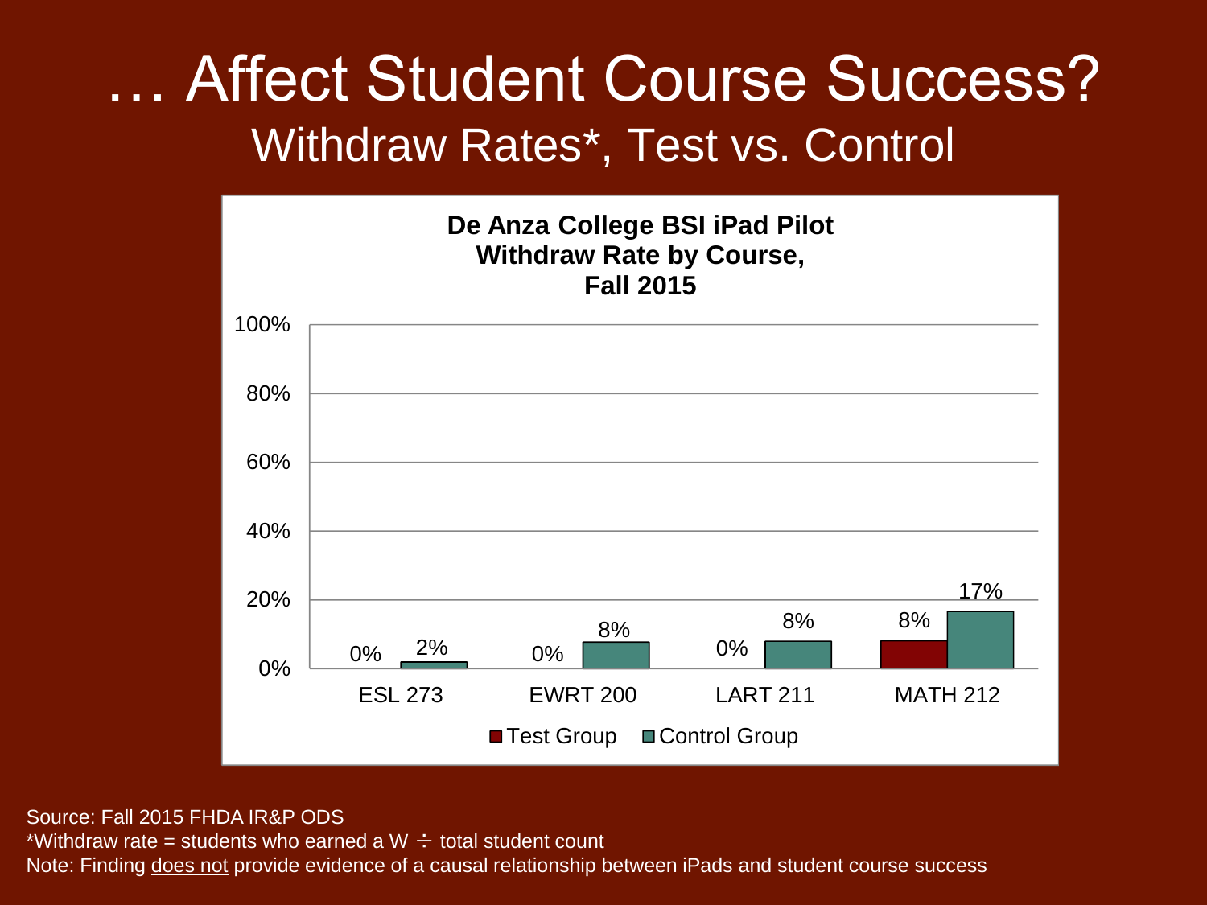# … Affect Student Course Success?

## Withdraw Rates*, Test vs. Control

**De Anza College BSI iPad Pilot Withdraw Rate by Course, Fall 2015**

| Course | Test Group | Control Group |
|---|---|---|
| ESL 273 | 0% | 2% |
| EWRT 200 | 0% | 8% |
| LART 211 | 0% | 8% |
| MATH 212 | 8% | 17% |

Source: Fall 2015 FHDA IR&P ODS

*Withdraw rate = students who earned a W ÷ total student count

Note: Finding <u>does not</u> provide evidence of a causal relationship between iPads and student course success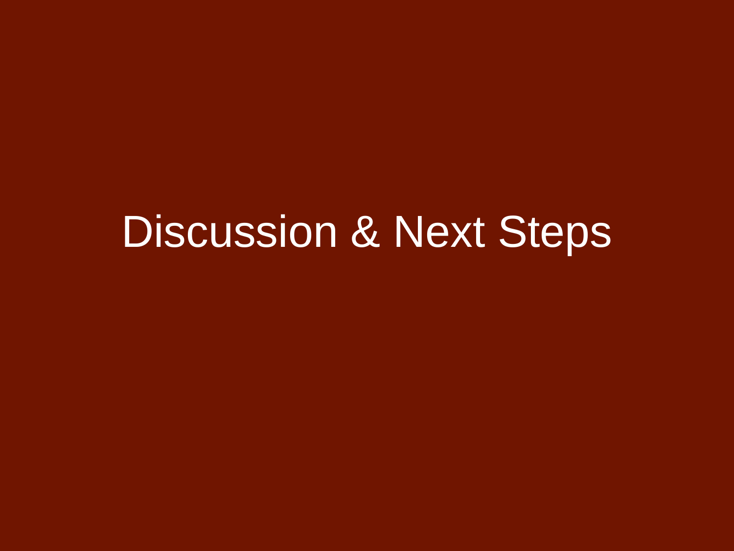# Discussion & Next Steps